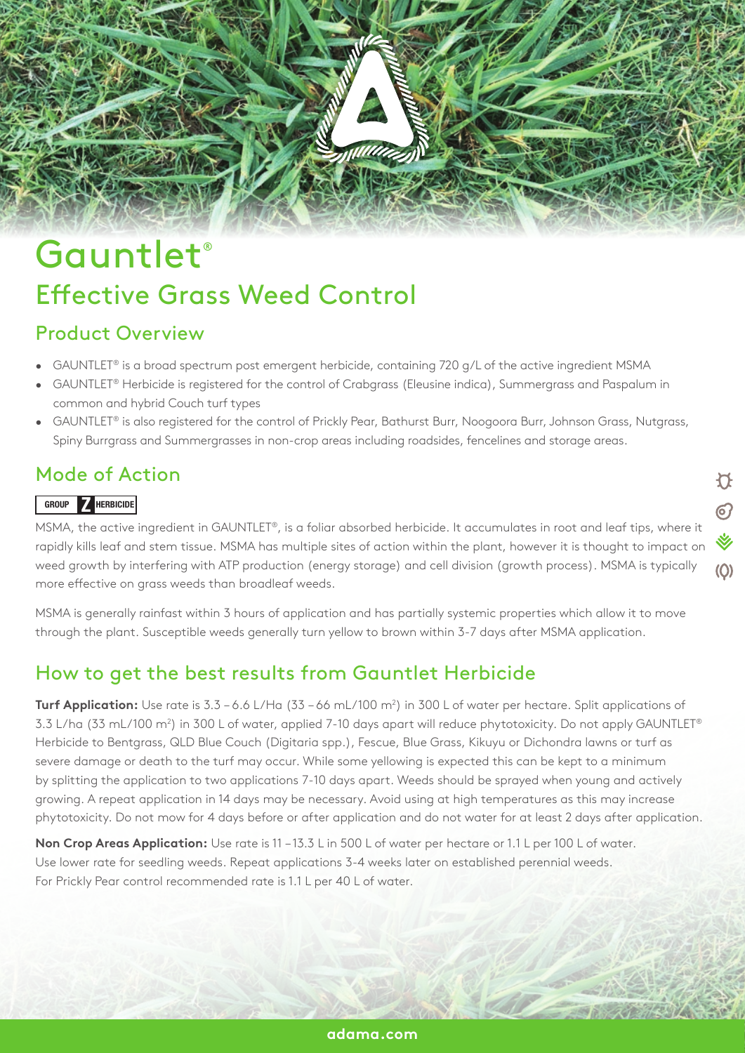# Gauntlet®

## Effective Grass Weed Control

### Product Overview

- GAUNTLET® is a broad spectrum post emergent herbicide, containing 720 g/L of the active ingredient MSMA
- GAUNTLET® Herbicide is registered for the control of Crabgrass (Eleusine indica), Summergrass and Paspalum in common and hybrid Couch turf types
- GAUNTLET® is also registered for the control of Prickly Pear, Bathurst Burr, Noogoora Burr, Johnson Grass, Nutgrass, Spiny Burrgrass and Summergrasses in non-crop areas including roadsides, fencelines and storage areas.

### Mode of Action

GROUP Z HERBICIDE

MSMA, the active ingredient in GAUNTLET®, is a foliar absorbed herbicide. It accumulates in root and leaf tips, where it rapidly kills leaf and stem tissue. MSMA has multiple sites of action within the plant, however it is thought to impact on weed growth by interfering with ATP production (energy storage) and cell division (growth process). MSMA is typically more effective on grass weeds than broadleaf weeds.

MSMA is generally rainfast within 3 hours of application and has partially systemic properties which allow it to move through the plant. Susceptible weeds generally turn yellow to brown within 3-7 days after MSMA application.

### How to get the best results from Gauntlet Herbicide

**Turf Application:** Use rate is 3.3 – 6.6 L/Ha (33 – 66 mL/100 $m^2$) in 300 L of water per hectare. Split applications of 3.3 L/ha (33 mL/100 $m^2$) in 300 L of water, applied 7-10 days apart will reduce phytotoxicity. Do not apply GAUNTLET® Herbicide to Bentgrass, QLD Blue Couch (Digitaria spp.), Fescue, Blue Grass, Kikuyu or Dichondra lawns or turf as severe damage or death to the turf may occur. While some yellowing is expected this can be kept to a minimum by splitting the application to two applications 7-10 days apart. Weeds should be sprayed when young and actively growing. A repeat application in 14 days may be necessary. Avoid using at high temperatures as this may increase phytotoxicity. Do not mow for 4 days before or after application and do not water for at least 2 days after application.

**Non Crop Areas Application:** Use rate is 11 –13.3 L in 500 L of water per hectare or 1.1 L per 100 L of water. Use lower rate for seedling weeds. Repeat applications 3-4 weeks later on established perennial weeds. For Prickly Pear control recommended rate is 1.1 L per 40 L of water.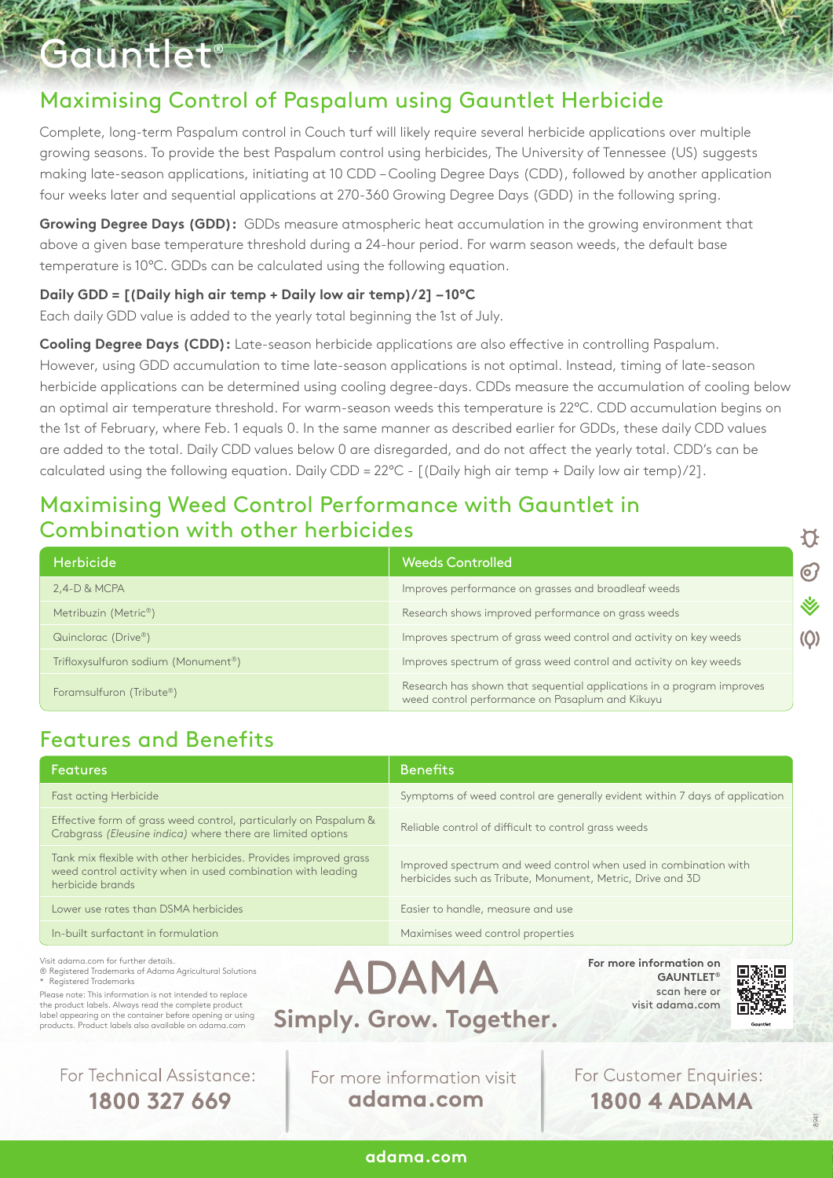# Gauntlet®

## Maximising Control of Paspalum using Gauntlet Herbicide

Complete, long-term Paspalum control in Couch turf will likely require several herbicide applications over multiple growing seasons. To provide the best Paspalum control using herbicides, The University of Tennessee (US) suggests making late-season applications, initiating at 10 CDD – Cooling Degree Days (CDD), followed by another application four weeks later and sequential applications at 270-360 Growing Degree Days (GDD) in the following spring.

**Growing Degree Days (GDD):** GDDs measure atmospheric heat accumulation in the growing environment that above a given base temperature threshold during a 24-hour period. For warm season weeds, the default base temperature is 10°C. GDDs can be calculated using the following equation.

**Daily GDD = [(Daily high air temp + Daily low air temp)/2] –10°C**

Each daily GDD value is added to the yearly total beginning the 1st of July.

**Cooling Degree Days (CDD):** Late-season herbicide applications are also effective in controlling Paspalum. However, using GDD accumulation to time late-season applications is not optimal. Instead, timing of late-season herbicide applications can be determined using cooling degree-days. CDDs measure the accumulation of cooling below an optimal air temperature threshold. For warm-season weeds this temperature is 22°C. CDD accumulation begins on the 1st of February, where Feb. 1 equals 0. In the same manner as described earlier for GDDs, these daily CDD values are added to the total. Daily CDD values below 0 are disregarded, and do not affect the yearly total. CDD's can be calculated using the following equation. Daily CDD = 22°C - [(Daily high air temp + Daily low air temp)/2].

## Maximising Weed Control Performance with Gauntlet in Combination with other herbicides

| Herbicide | Weeds Controlled |
|---|---|
| 2,4-D & MCPA | Improves performance on grasses and broadleaf weeds |
| Metribuzin (Metric®) | Research shows improved performance on grass weeds |
| Quinclorac (Drive®) | Improves spectrum of grass weed control and activity on key weeds |
| Trifloxysulfuron sodium (Monument®) | Improves spectrum of grass weed control and activity on key weeds |
| Foramsulfuron (Tribute®) | Research has shown that sequential applications in a program improves weed control performance on Pasaplum and Kikuyu |

## Features and Benefits

| Features | Benefits |
|---|---|
| Fast acting Herbicide | Symptoms of weed control are generally evident within 7 days of application |
| Effective form of grass weed control, particularly on Paspalum & Crabgrass *(Eleusine indica)* where there are limited options | Reliable control of difficult to control grass weeds |
| Tank mix flexible with other herbicides. Provides improved grass weed control activity when in used combination with leading herbicide brands | Improved spectrum and weed control when used in combination with herbicides such as Tribute, Monument, Metric, Drive and 3D |
| Lower use rates than DSMA herbicides | Easier to handle, measure and use |
| In-built surfactant in formulation | Maximises weed control properties |

Visit adama.com for further details.
® Registered Trademarks of Adama Agricultural Solutions
* Registered Trademarks

Please note: This information is not intended to replace the product labels. Always read the complete product label appearing on the container before opening or using products. Product labels also available on adama.com

ADAMA
**Simply. Grow. Together.**

**For more information on GAUNTLET®** scan here or visit adama.com

For Technical Assistance: **1800 327 669**

For more information visit **adama.com**

For Customer Enquiries: **1800 4 ADAMA**

**adama.com**